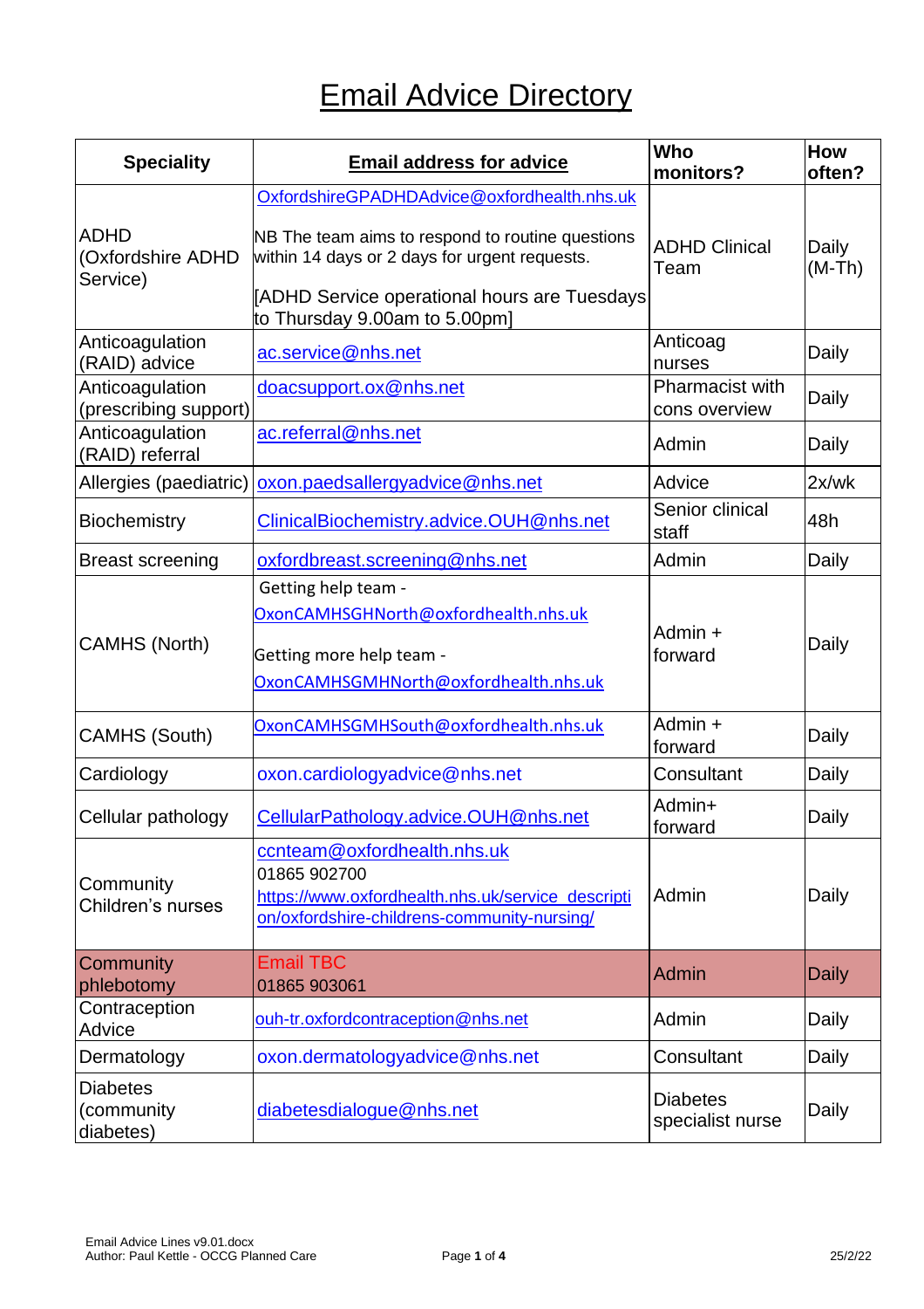# Email Advice Directory

| Speciality | Email address for advice | Who monitors? | How often? |
|---|---|---|---|
| ADHD (Oxfordshire ADHD Service) | OxfordshireGPADHDAdvice@oxfordhealth.nhs.uk<br><br>NB The team aims to respond to routine questions within 14 days or 2 days for urgent requests.<br><br>[ADHD Service operational hours are Tuesdays to Thursday 9.00am to 5.00pm] | ADHD Clinical Team | Daily (M-Th) |
| Anticoagulation (RAID) advice | ac.service@nhs.net | Anticoag nurses | Daily |
| Anticoagulation (prescribing support) | doacsupport.ox@nhs.net | Pharmacist with cons overview | Daily |
| Anticoagulation (RAID) referral | ac.referral@nhs.net | Admin | Daily |
| Allergies (paediatric) | oxon.paedsallergyadvice@nhs.net | Advice | 2x/wk |
| Biochemistry | ClinicalBiochemistry.advice.OUH@nhs.net | Senior clinical staff | 48h |
| Breast screening | oxfordbreast.screening@nhs.net | Admin | Daily |
| CAMHS (North) | Getting help team - OxonCAMHSGHNorth@oxfordhealth.nhs.uk<br><br>Getting more help team - OxonCAMHSGMHNorth@oxfordhealth.nhs.uk | Admin + forward | Daily |
| CAMHS (South) | OxonCAMHSGMHSouth@oxfordhealth.nhs.uk | Admin + forward | Daily |
| Cardiology | oxon.cardiologyadvice@nhs.net | Consultant | Daily |
| Cellular pathology | CellularPathology.advice.OUH@nhs.net | Admin+ forward | Daily |
| Community Children's nurses | ccnteam@oxfordhealth.nhs.uk<br>01865 902700<br>https://www.oxfordhealth.nhs.uk/service_description/oxfordshire-childrens-community-nursing/ | Admin | Daily |
| Community phlebotomy | Email TBC<br>01865 903061 | Admin | Daily |
| Contraception Advice | ouh-tr.oxfordcontraception@nhs.net | Admin | Daily |
| Dermatology | oxon.dermatologyadvice@nhs.net | Consultant | Daily |
| Diabetes (community diabetes) | diabetesdialogue@nhs.net | Diabetes specialist nurse | Daily |

Email Advice Lines v9.01.docx
Author: Paul Kettle - OCCG Planned Care
25/2/22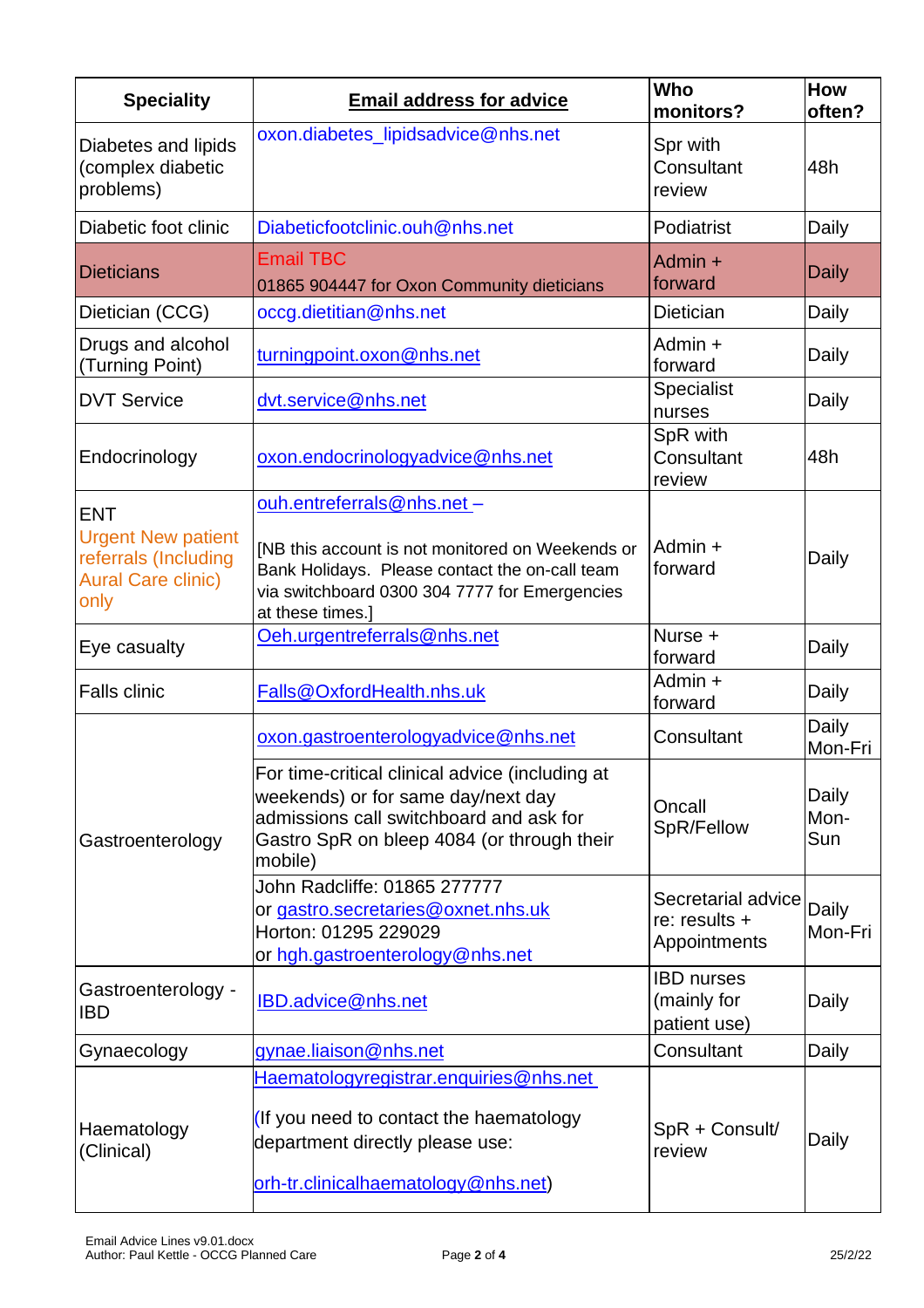| Speciality | Email address for advice | Who monitors? | How often? |
|---|---|---|---|
| Diabetes and lipids (complex diabetic problems) | oxon.diabetes_lipidsadvice@nhs.net | Spr with Consultant review | 48h |
| Diabetic foot clinic | Diabeticfootclinic.ouh@nhs.net | Podiatrist | Daily |
| Dieticians | Email TBC<br>01865 904447 for Oxon Community dieticians | Admin + forward | Daily |
| Dietician (CCG) | occg.dietitian@nhs.net | Dietician | Daily |
| Drugs and alcohol (Turning Point) | turningpoint.oxon@nhs.net | Admin + forward | Daily |
| DVT Service | dvt.service@nhs.net | Specialist nurses | Daily |
| Endocrinology | oxon.endocrinologyadvice@nhs.net | SpR with Consultant review | 48h |
| ENT<br>Urgent New patient referrals (Including Aural Care clinic) only | ouh.entreferrals@nhs.net –<br><br>[NB this account is not monitored on Weekends or Bank Holidays. Please contact the on-call team via switchboard 0300 304 7777 for Emergencies at these times.] | Admin + forward | Daily |
| Eye casualty | Oeh.urgentreferrals@nhs.net | Nurse + forward | Daily |
| Falls clinic | Falls@OxfordHealth.nhs.uk | Admin + forward | Daily |
| Gastroenterology | oxon.gastroenterologyadvice@nhs.net | Consultant | Daily Mon-Fri |
| | For time-critical clinical advice (including at weekends) or for same day/next day admissions call switchboard and ask for Gastro SpR on bleep 4084 (or through their mobile) | Oncall SpR/Fellow | Daily Mon-Sun |
| | John Radcliffe: 01865 277777<br>or gastro.secretaries@oxnet.nhs.uk<br>Horton: 01295 229029<br>or hgh.gastroenterology@nhs.net | Secretarial advice re: results + Appointments | Daily Mon-Fri |
| Gastroenterology - IBD | IBD.advice@nhs.net | IBD nurses (mainly for patient use) | Daily |
| Gynaecology | gynae.liaison@nhs.net | Consultant | Daily |
| Haematology (Clinical) | Haematologyregistrar.enquiries@nhs.net<br><br>(If you need to contact the haematology department directly please use:<br><br>orh-tr.clinicalhaematology@nhs.net) | SpR + Consult/ review | Daily |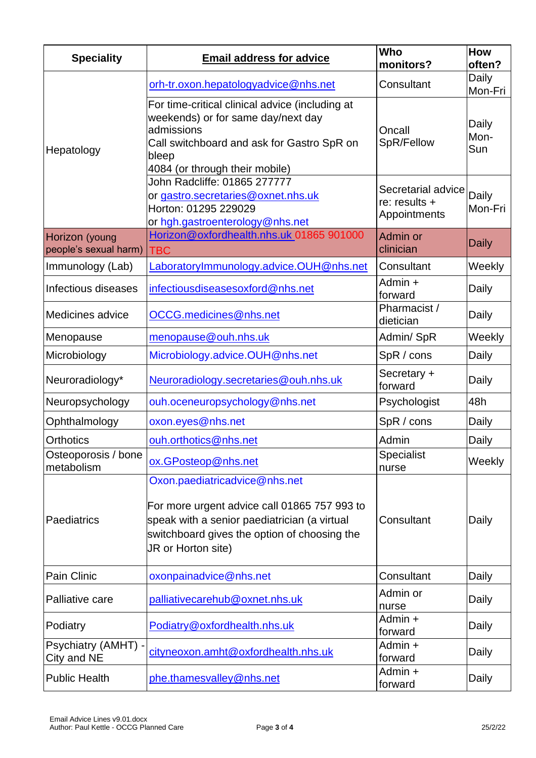| Speciality | Email address for advice | Who monitors? | How often? |
|---|---|---|---|
| Hepatology | orh-tr.oxon.hepatologyadvice@nhs.net | Consultant | Daily Mon-Fri |
| | For time-critical clinical advice (including at weekends) or for same day/next day admissions<br>Call switchboard and ask for Gastro SpR on bleep<br>4084 (or through their mobile) | Oncall SpR/Fellow | Daily Mon-Sun |
| | John Radcliffe: 01865 277777<br>or gastro.secretaries@oxnet.nhs.uk<br>Horton: 01295 229029<br>or hgh.gastroenterology@nhs.net | Secretarial advice re: results + Appointments | Daily Mon-Fri |
| Horizon (young people's sexual harm) | Horizon@oxfordhealth.nhs.uk 01865 901000 TBC | Admin or clinician | Daily |
| Immunology (Lab) | LaboratoryImmunology.advice.OUH@nhs.net | Consultant | Weekly |
| Infectious diseases | infectiousdiseasesoxford@nhs.net | Admin + forward | Daily |
| Medicines advice | OCCG.medicines@nhs.net | Pharmacist / dietician | Daily |
| Menopause | menopause@ouh.nhs.uk | Admin/ SpR | Weekly |
| Microbiology | Microbiology.advice.OUH@nhs.net | SpR / cons | Daily |
| Neuroradiology* | Neuroradiology.secretaries@ouh.nhs.uk | Secretary + forward | Daily |
| Neuropsychology | ouh.oceneuropsychology@nhs.net | Psychologist | 48h |
| Ophthalmology | oxon.eyes@nhs.net | SpR / cons | Daily |
| Orthotics | ouh.orthotics@nhs.net | Admin | Daily |
| Osteoporosis / bone metabolism | ox.GPosteop@nhs.net | Specialist nurse | Weekly |
| Paediatrics | Oxon.paediatricadvice@nhs.net<br><br>For more urgent advice call 01865 757 993 to speak with a senior paediatrician (a virtual switchboard gives the option of choosing the JR or Horton site) | Consultant | Daily |
| Pain Clinic | oxonpainadvice@nhs.net | Consultant | Daily |
| Palliative care | palliativecarehub@oxnet.nhs.uk | Admin or nurse | Daily |
| Podiatry | Podiatry@oxfordhealth.nhs.uk | Admin + forward | Daily |
| Psychiatry (AMHT) - City and NE | cityneoxon.amht@oxfordhealth.nhs.uk | Admin + forward | Daily |
| Public Health | phe.thamesvalley@nhs.net | Admin + forward | Daily |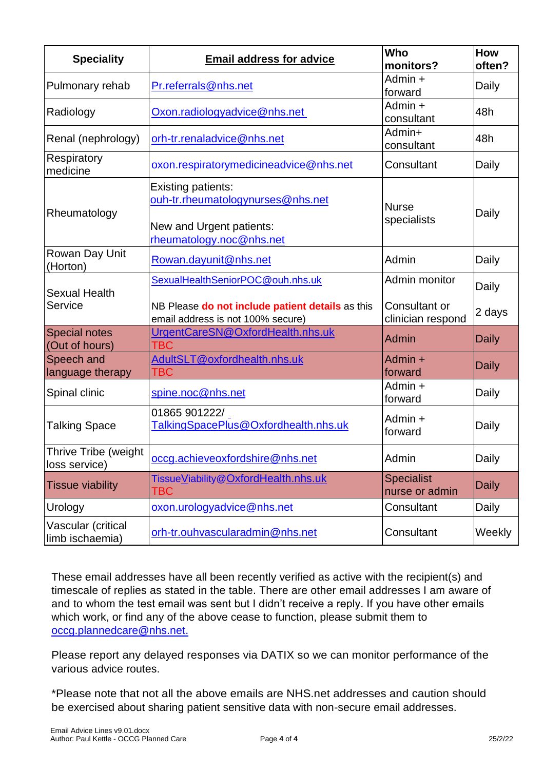| Speciality | Email address for advice | Who monitors? | How often? |
|---|---|---|---|
| Pulmonary rehab | Pr.referrals@nhs.net | Admin + forward | Daily |
| Radiology | Oxon.radiologyadvice@nhs.net | Admin + consultant | 48h |
| Renal (nephrology) | orh-tr.renaladvice@nhs.net | Admin+ consultant | 48h |
| Respiratory medicine | oxon.respiratorymedicineadvice@nhs.net | Consultant | Daily |
| Rheumatology | Existing patients: ouh-tr.rheumatologynurses@nhs.net<br><br>New and Urgent patients: rheumatology.noc@nhs.net | Nurse specialists | Daily |
| Rowan Day Unit (Horton) | Rowan.dayunit@nhs.net | Admin | Daily |
| Sexual Health Service | SexualHealthSeniorPOC@ouh.nhs.uk<br><br>NB Please **do not include patient details** as this email address is not 100% secure) | Admin monitor<br><br>Consultant or clinician respond | Daily<br><br>2 days |
| Special notes (Out of hours) | UrgentCareSN@OxfordHealth.nhs.uk TBC | Admin | Daily |
| Speech and language therapy | AdultSLT@oxfordhealth.nhs.uk TBC | Admin + forward | Daily |
| Spinal clinic | spine.noc@nhs.net | Admin + forward | Daily |
| Talking Space | 01865 901222/ TalkingSpacePlus@Oxfordhealth.nhs.uk | Admin + forward | Daily |
| Thrive Tribe (weight loss service) | occg.achieveoxfordshire@nhs.net | Admin | Daily |
| Tissue viability | TissueViability@OxfordHealth.nhs.uk TBC | Specialist nurse or admin | Daily |
| Urology | oxon.urologyadvice@nhs.net | Consultant | Daily |
| Vascular (critical limb ischaemia) | orh-tr.ouhvascularadmin@nhs.net | Consultant | Weekly |

These email addresses have all been recently verified as active with the recipient(s) and timescale of replies as stated in the table. There are other email addresses I am aware of and to whom the test email was sent but I didn't receive a reply. If you have other emails which work, or find any of the above cease to function, please submit them to occg.plannedcare@nhs.net.

Please report any delayed responses via DATIX so we can monitor performance of the various advice routes.

*Please note that not all the above emails are NHS.net addresses and caution should be exercised about sharing patient sensitive data with non-secure email addresses.

Email Advice Lines v9.01.docx
Author: Paul Kettle - OCCG Planned Care
25/2/22